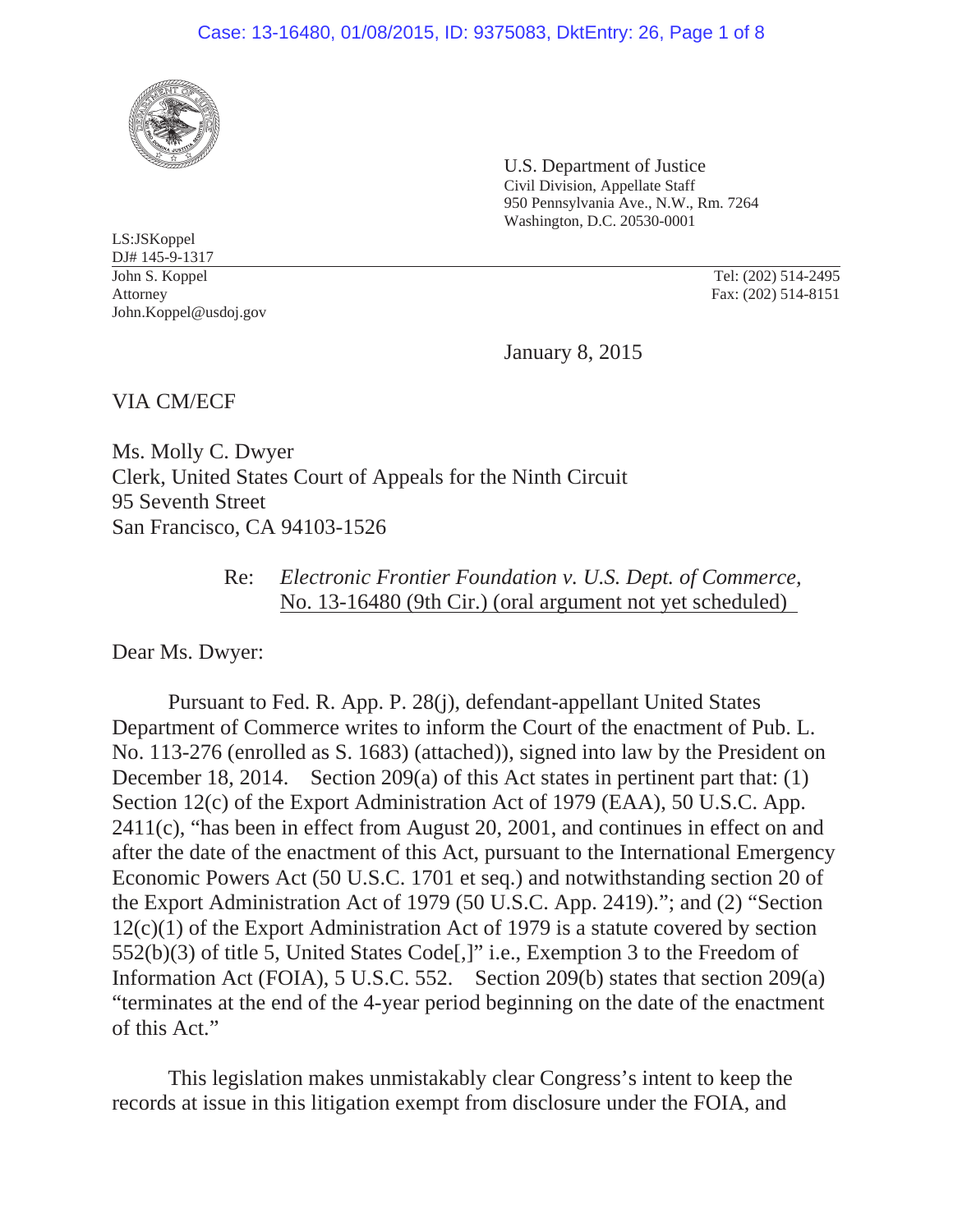U.S. Department of Justice
Civil Division, Appellate Staff
950 Pennsylvania Ave., N.W., Rm. 7264
Washington, D.C. 20530-0001

LS:JSKoppel
DJ# 145-9-1317

John S. Koppel
Attorney
John.Koppel@usdoj.gov

Tel: (202) 514-2495
Fax: (202) 514-8151

January 8, 2015

VIA CM/ECF

Ms. Molly C. Dwyer
Clerk, United States Court of Appeals for the Ninth Circuit
95 Seventh Street
San Francisco, CA 94103-1526

Re: *Electronic Frontier Foundation v. U.S. Dept. of Commerce,*
No. 13-16480 (9th Cir.) (oral argument not yet scheduled)

Dear Ms. Dwyer:

Pursuant to Fed. R. App. P. 28(j), defendant-appellant United States Department of Commerce writes to inform the Court of the enactment of Pub. L. No. 113-276 (enrolled as S. 1683) (attached)), signed into law by the President on December 18, 2014. Section 209(a) of this Act states in pertinent part that: (1) Section 12(c) of the Export Administration Act of 1979 (EAA), 50 U.S.C. App. 2411(c), "has been in effect from August 20, 2001, and continues in effect on and after the date of the enactment of this Act, pursuant to the International Emergency Economic Powers Act (50 U.S.C. 1701 et seq.) and notwithstanding section 20 of the Export Administration Act of 1979 (50 U.S.C. App. 2419)."; and (2) "Section 12(c)(1) of the Export Administration Act of 1979 is a statute covered by section 552(b)(3) of title 5, United States Code[,]" i.e., Exemption 3 to the Freedom of Information Act (FOIA), 5 U.S.C. 552. Section 209(b) states that section 209(a) "terminates at the end of the 4-year period beginning on the date of the enactment of this Act."

This legislation makes unmistakably clear Congress's intent to keep the records at issue in this litigation exempt from disclosure under the FOIA, and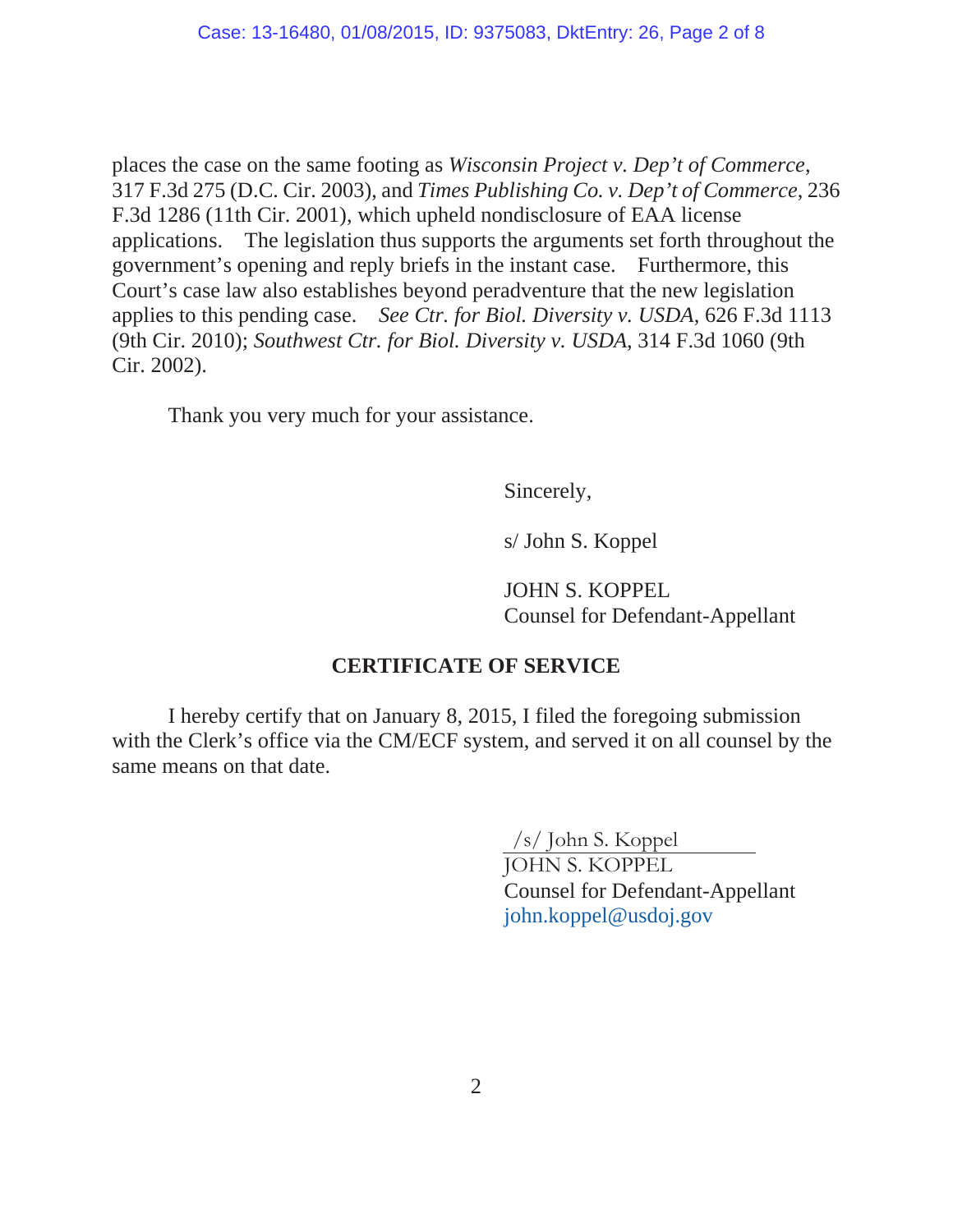places the case on the same footing as *Wisconsin Project v. Dep't of Commerce*, 317 F.3d 275 (D.C. Cir. 2003), and *Times Publishing Co. v. Dep't of Commerce*, 236 F.3d 1286 (11th Cir. 2001), which upheld nondisclosure of EAA license applications. The legislation thus supports the arguments set forth throughout the government's opening and reply briefs in the instant case. Furthermore, this Court's case law also establishes beyond peradventure that the new legislation applies to this pending case. *See Ctr. for Biol. Diversity v. USDA*, 626 F.3d 1113 (9th Cir. 2010); *Southwest Ctr. for Biol. Diversity v. USDA*, 314 F.3d 1060 (9th Cir. 2002).

Thank you very much for your assistance.

Sincerely,

s/ John S. Koppel

JOHN S. KOPPEL
Counsel for Defendant-Appellant

**CERTIFICATE OF SERVICE**

I hereby certify that on January 8, 2015, I filed the foregoing submission with the Clerk's office via the CM/ECF system, and served it on all counsel by the same means on that date.

/s/ John S. Koppel
JOHN S. KOPPEL
Counsel for Defendant-Appellant
john.koppel@usdoj.gov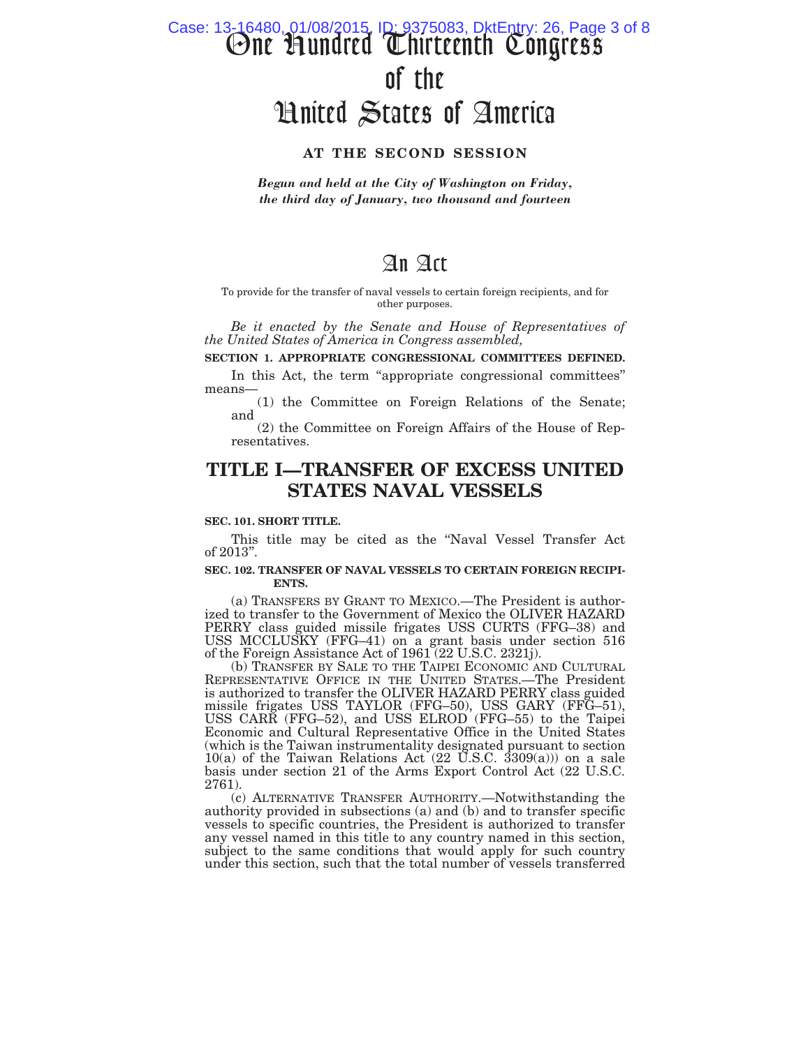# One Hundred Thirteenth Congress of the United States of America

**AT THE SECOND SESSION**

*Begun and held at the City of Washington on Friday, the third day of January, two thousand and fourteen*

# An Act

To provide for the transfer of naval vessels to certain foreign recipients, and for other purposes.

*Be it enacted by the Senate and House of Representatives of the United States of America in Congress assembled,*

**SECTION 1. APPROPRIATE CONGRESSIONAL COMMITTEES DEFINED.**

In this Act, the term "appropriate congressional committees" means—

(1) the Committee on Foreign Relations of the Senate; and

(2) the Committee on Foreign Affairs of the House of Representatives.

## TITLE I—TRANSFER OF EXCESS UNITED STATES NAVAL VESSELS

**SEC. 101. SHORT TITLE.**

This title may be cited as the "Naval Vessel Transfer Act of 2013".

**SEC. 102. TRANSFER OF NAVAL VESSELS TO CERTAIN FOREIGN RECIPIENTS.**

(a) TRANSFERS BY GRANT TO MEXICO.—The President is authorized to transfer to the Government of Mexico the OLIVER HAZARD PERRY class guided missile frigates USS CURTS (FFG–38) and USS MCCLUSKY (FFG–41) on a grant basis under section 516 of the Foreign Assistance Act of 1961 (22 U.S.C. 2321j).

(b) TRANSFER BY SALE TO THE TAIPEI ECONOMIC AND CULTURAL REPRESENTATIVE OFFICE IN THE UNITED STATES.—The President is authorized to transfer the OLIVER HAZARD PERRY class guided missile frigates USS TAYLOR (FFG–50), USS GARY (FFG–51), USS CARR (FFG–52), and USS ELROD (FFG–55) to the Taipei Economic and Cultural Representative Office in the United States (which is the Taiwan instrumentality designated pursuant to section 10(a) of the Taiwan Relations Act (22 U.S.C. 3309(a))) on a sale basis under section 21 of the Arms Export Control Act (22 U.S.C. 2761).

(c) ALTERNATIVE TRANSFER AUTHORITY.—Notwithstanding the authority provided in subsections (a) and (b) and to transfer specific vessels to specific countries, the President is authorized to transfer any vessel named in this title to any country named in this section, subject to the same conditions that would apply for such country under this section, such that the total number of vessels transferred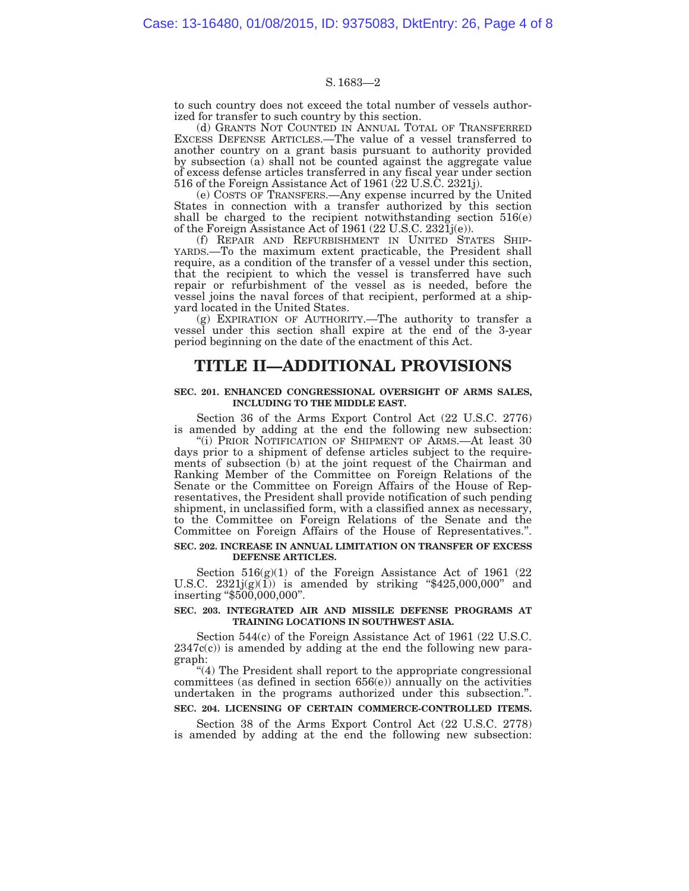to such country does not exceed the total number of vessels authorized for transfer to such country by this section.

(d) GRANTS NOT COUNTED IN ANNUAL TOTAL OF TRANSFERRED EXCESS DEFENSE ARTICLES.—The value of a vessel transferred to another country on a grant basis pursuant to authority provided by subsection (a) shall not be counted against the aggregate value of excess defense articles transferred in any fiscal year under section 516 of the Foreign Assistance Act of 1961 (22 U.S.C. 2321j).

(e) COSTS OF TRANSFERS.—Any expense incurred by the United States in connection with a transfer authorized by this section shall be charged to the recipient notwithstanding section 516(e) of the Foreign Assistance Act of 1961 (22 U.S.C. 2321j(e)).

(f) REPAIR AND REFURBISHMENT IN UNITED STATES SHIPYARDS.—To the maximum extent practicable, the President shall require, as a condition of the transfer of a vessel under this section, that the recipient to which the vessel is transferred have such repair or refurbishment of the vessel as is needed, before the vessel joins the naval forces of that recipient, performed at a shipyard located in the United States.

(g) EXPIRATION OF AUTHORITY.—The authority to transfer a vessel under this section shall expire at the end of the 3-year period beginning on the date of the enactment of this Act.

# TITLE II—ADDITIONAL PROVISIONS

**SEC. 201. ENHANCED CONGRESSIONAL OVERSIGHT OF ARMS SALES, INCLUDING TO THE MIDDLE EAST.**

Section 36 of the Arms Export Control Act (22 U.S.C. 2776) is amended by adding at the end the following new subsection:

"(i) PRIOR NOTIFICATION OF SHIPMENT OF ARMS.—At least 30 days prior to a shipment of defense articles subject to the requirements of subsection (b) at the joint request of the Chairman and Ranking Member of the Committee on Foreign Relations of the Senate or the Committee on Foreign Affairs of the House of Representatives, the President shall provide notification of such pending shipment, in unclassified form, with a classified annex as necessary, to the Committee on Foreign Relations of the Senate and the Committee on Foreign Affairs of the House of Representatives.".

**SEC. 202. INCREASE IN ANNUAL LIMITATION ON TRANSFER OF EXCESS DEFENSE ARTICLES.**

Section 516(g)(1) of the Foreign Assistance Act of 1961 (22 U.S.C. 2321j(g)(1)) is amended by striking "$425,000,000" and inserting "$500,000,000".

**SEC. 203. INTEGRATED AIR AND MISSILE DEFENSE PROGRAMS AT TRAINING LOCATIONS IN SOUTHWEST ASIA.**

Section 544(c) of the Foreign Assistance Act of 1961 (22 U.S.C. 2347c(c)) is amended by adding at the end the following new paragraph:

"(4) The President shall report to the appropriate congressional committees (as defined in section 656(e)) annually on the activities undertaken in the programs authorized under this subsection.".

**SEC. 204. LICENSING OF CERTAIN COMMERCE-CONTROLLED ITEMS.**

Section 38 of the Arms Export Control Act (22 U.S.C. 2778) is amended by adding at the end the following new subsection: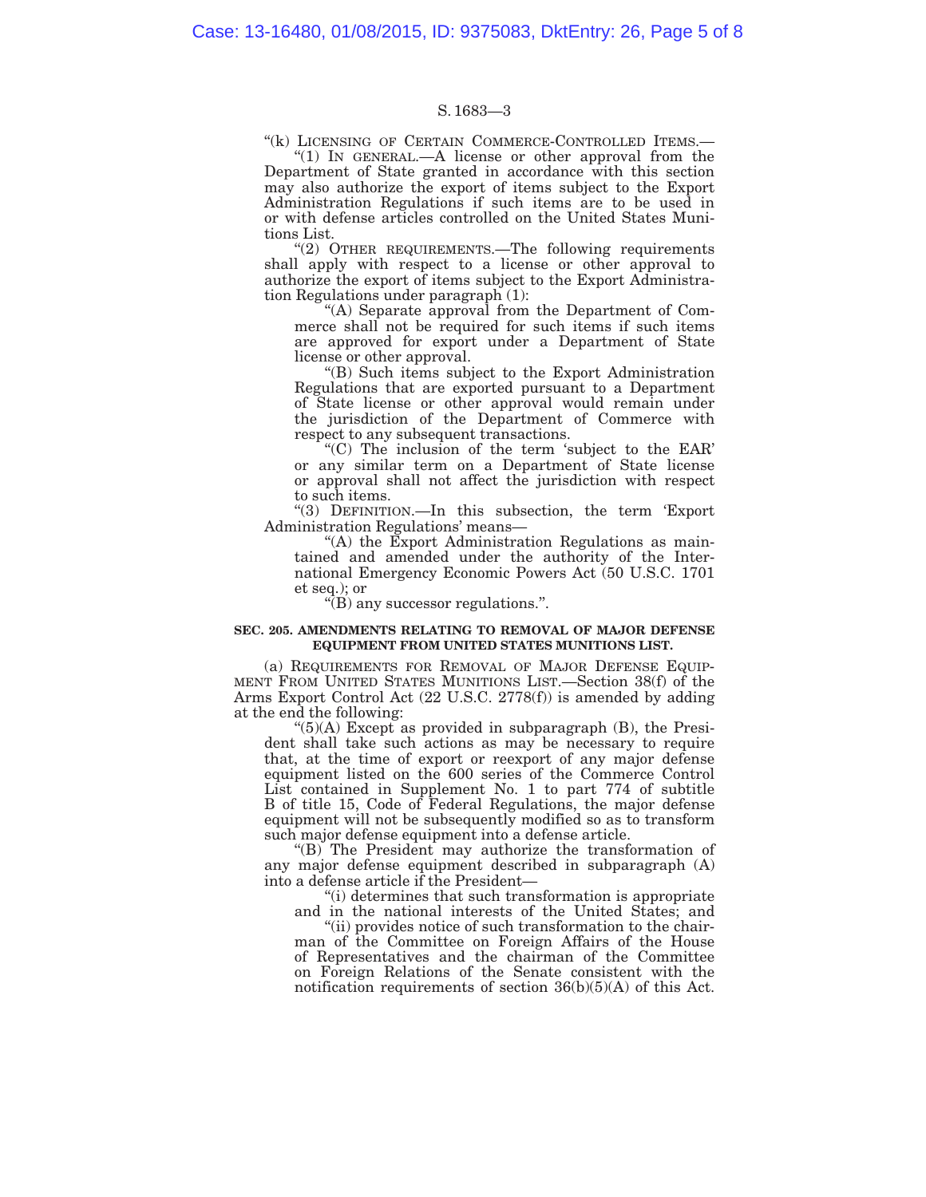"(k) LICENSING OF CERTAIN COMMERCE-CONTROLLED ITEMS.—

"(1) IN GENERAL.—A license or other approval from the Department of State granted in accordance with this section may also authorize the export of items subject to the Export Administration Regulations if such items are to be used in or with defense articles controlled on the United States Munitions List.

"(2) OTHER REQUIREMENTS.—The following requirements shall apply with respect to a license or other approval to authorize the export of items subject to the Export Administration Regulations under paragraph (1):

"(A) Separate approval from the Department of Commerce shall not be required for such items if such items are approved for export under a Department of State license or other approval.

"(B) Such items subject to the Export Administration Regulations that are exported pursuant to a Department of State license or other approval would remain under the jurisdiction of the Department of Commerce with respect to any subsequent transactions.

"(C) The inclusion of the term 'subject to the EAR' or any similar term on a Department of State license or approval shall not affect the jurisdiction with respect to such items.

"(3) DEFINITION.—In this subsection, the term 'Export Administration Regulations' means—

"(A) the Export Administration Regulations as maintained and amended under the authority of the International Emergency Economic Powers Act (50 U.S.C. 1701 et seq.); or

"(B) any successor regulations.".

**SEC. 205. AMENDMENTS RELATING TO REMOVAL OF MAJOR DEFENSE EQUIPMENT FROM UNITED STATES MUNITIONS LIST.**

(a) REQUIREMENTS FOR REMOVAL OF MAJOR DEFENSE EQUIPMENT FROM UNITED STATES MUNITIONS LIST.—Section 38(f) of the Arms Export Control Act (22 U.S.C. 2778(f)) is amended by adding at the end the following:

"(5)(A) Except as provided in subparagraph (B), the President shall take such actions as may be necessary to require that, at the time of export or reexport of any major defense equipment listed on the 600 series of the Commerce Control List contained in Supplement No. 1 to part 774 of subtitle B of title 15, Code of Federal Regulations, the major defense equipment will not be subsequently modified so as to transform such major defense equipment into a defense article.

"(B) The President may authorize the transformation of any major defense equipment described in subparagraph (A) into a defense article if the President—

"(i) determines that such transformation is appropriate and in the national interests of the United States; and

"(ii) provides notice of such transformation to the chairman of the Committee on Foreign Affairs of the House of Representatives and the chairman of the Committee on Foreign Relations of the Senate consistent with the notification requirements of section 36(b)(5)(A) of this Act.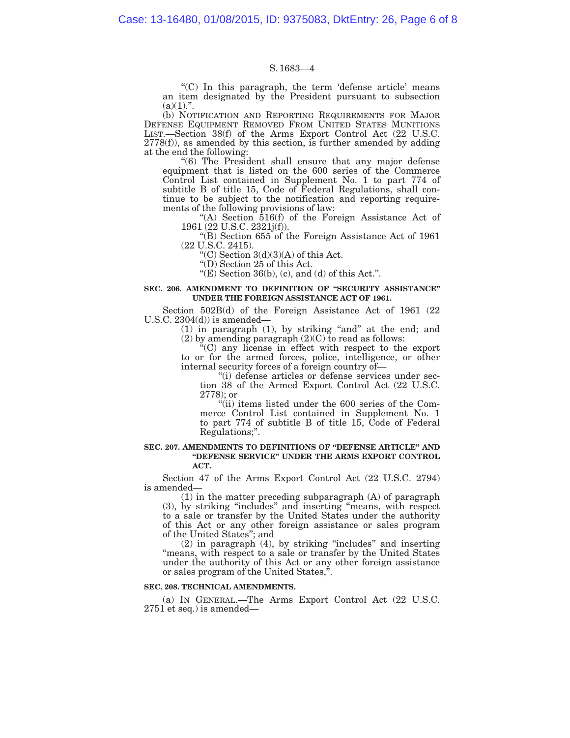"(C) In this paragraph, the term 'defense article' means an item designated by the President pursuant to subsection (a)(1).".

(b) NOTIFICATION AND REPORTING REQUIREMENTS FOR MAJOR DEFENSE EQUIPMENT REMOVED FROM UNITED STATES MUNITIONS LIST.—Section 38(f) of the Arms Export Control Act (22 U.S.C. 2778(f)), as amended by this section, is further amended by adding at the end the following:

"(6) The President shall ensure that any major defense equipment that is listed on the 600 series of the Commerce Control List contained in Supplement No. 1 to part 774 of subtitle B of title 15, Code of Federal Regulations, shall continue to be subject to the notification and reporting requirements of the following provisions of law:

"(A) Section 516(f) of the Foreign Assistance Act of 1961 (22 U.S.C. 2321j(f)).

"(B) Section 655 of the Foreign Assistance Act of 1961 (22 U.S.C. 2415).

"(C) Section 3(d)(3)(A) of this Act.

"(D) Section 25 of this Act.

"(E) Section 36(b), (c), and (d) of this Act.".

**SEC. 206. AMENDMENT TO DEFINITION OF "SECURITY ASSISTANCE" UNDER THE FOREIGN ASSISTANCE ACT OF 1961.**

Section 502B(d) of the Foreign Assistance Act of 1961 (22 U.S.C. 2304(d)) is amended—

(1) in paragraph (1), by striking "and" at the end; and

(2) by amending paragraph (2)(C) to read as follows:

"(C) any license in effect with respect to the export to or for the armed forces, police, intelligence, or other internal security forces of a foreign country of—

"(i) defense articles or defense services under section 38 of the Armed Export Control Act (22 U.S.C. 2778); or

"(ii) items listed under the 600 series of the Commerce Control List contained in Supplement No. 1 to part 774 of subtitle B of title 15, Code of Federal Regulations;".

**SEC. 207. AMENDMENTS TO DEFINITIONS OF "DEFENSE ARTICLE" AND "DEFENSE SERVICE" UNDER THE ARMS EXPORT CONTROL ACT.**

Section 47 of the Arms Export Control Act (22 U.S.C. 2794) is amended—

(1) in the matter preceding subparagraph (A) of paragraph (3), by striking "includes" and inserting "means, with respect to a sale or transfer by the United States under the authority of this Act or any other foreign assistance or sales program of the United States"; and

(2) in paragraph (4), by striking "includes" and inserting "means, with respect to a sale or transfer by the United States under the authority of this Act or any other foreign assistance or sales program of the United States,".

**SEC. 208. TECHNICAL AMENDMENTS.**

(a) IN GENERAL.—The Arms Export Control Act (22 U.S.C. 2751 et seq.) is amended—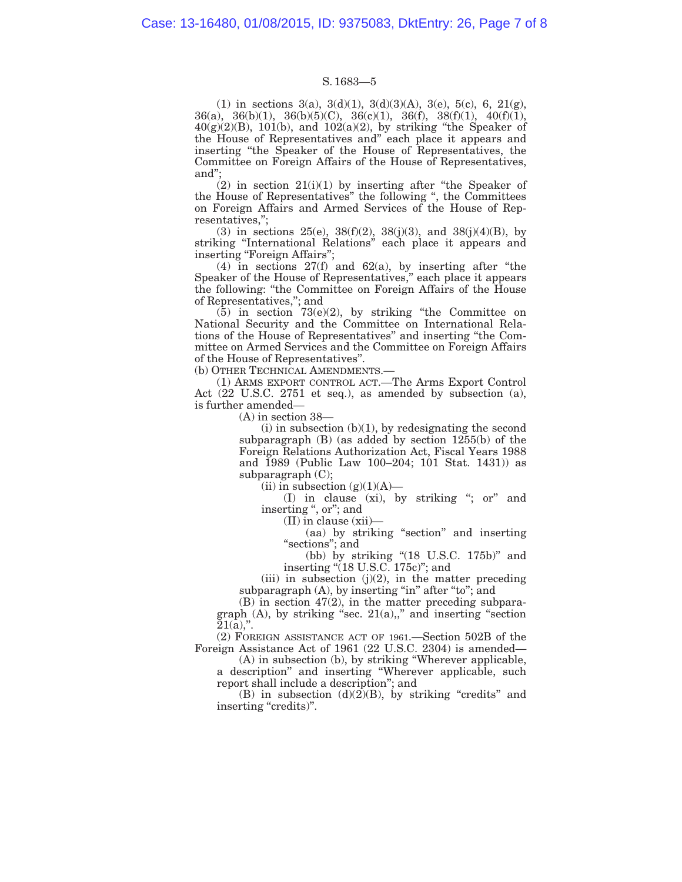(1) in sections 3(a), 3(d)(1), 3(d)(3)(A), 3(e), 5(c), 6, 21(g), 36(a), 36(b)(1), 36(b)(5)(C), 36(c)(1), 36(f), 38(f)(1), 40(f)(1), 40(g)(2)(B), 101(b), and 102(a)(2), by striking "the Speaker of the House of Representatives and" each place it appears and inserting "the Speaker of the House of Representatives, the Committee on Foreign Affairs of the House of Representatives, and";

(2) in section 21(i)(1) by inserting after "the Speaker of the House of Representatives" the following ", the Committees on Foreign Affairs and Armed Services of the House of Representatives,";

(3) in sections 25(e), 38(f)(2), 38(j)(3), and 38(j)(4)(B), by striking "International Relations" each place it appears and inserting "Foreign Affairs";

(4) in sections 27(f) and 62(a), by inserting after "the Speaker of the House of Representatives," each place it appears the following: "the Committee on Foreign Affairs of the House of Representatives,"; and

(5) in section 73(e)(2), by striking "the Committee on National Security and the Committee on International Relations of the House of Representatives" and inserting "the Committee on Armed Services and the Committee on Foreign Affairs of the House of Representatives".

(b) OTHER TECHNICAL AMENDMENTS.—

(1) ARMS EXPORT CONTROL ACT.—The Arms Export Control Act (22 U.S.C. 2751 et seq.), as amended by subsection (a), is further amended—

(A) in section 38—

(i) in subsection (b)(1), by redesignating the second subparagraph (B) (as added by section 1255(b) of the Foreign Relations Authorization Act, Fiscal Years 1988 and 1989 (Public Law 100–204; 101 Stat. 1431)) as subparagraph (C);

(ii) in subsection (g)(1)(A)—

(I) in clause (xi), by striking "; or" and inserting ", or"; and

(II) in clause (xii)—

(aa) by striking "section" and inserting "sections"; and

(bb) by striking "(18 U.S.C. 175b)" and inserting "(18 U.S.C. 175c)"; and

(iii) in subsection (j)(2), in the matter preceding subparagraph (A), by inserting "in" after "to"; and

(B) in section 47(2), in the matter preceding subparagraph (A), by striking "sec. 21(a),," and inserting "section 21(a),".

(2) FOREIGN ASSISTANCE ACT OF 1961.—Section 502B of the Foreign Assistance Act of 1961 (22 U.S.C. 2304) is amended—

(A) in subsection (b), by striking "Wherever applicable, a description" and inserting "Wherever applicable, such report shall include a description"; and

(B) in subsection (d)(2)(B), by striking "credits" and inserting "credits)".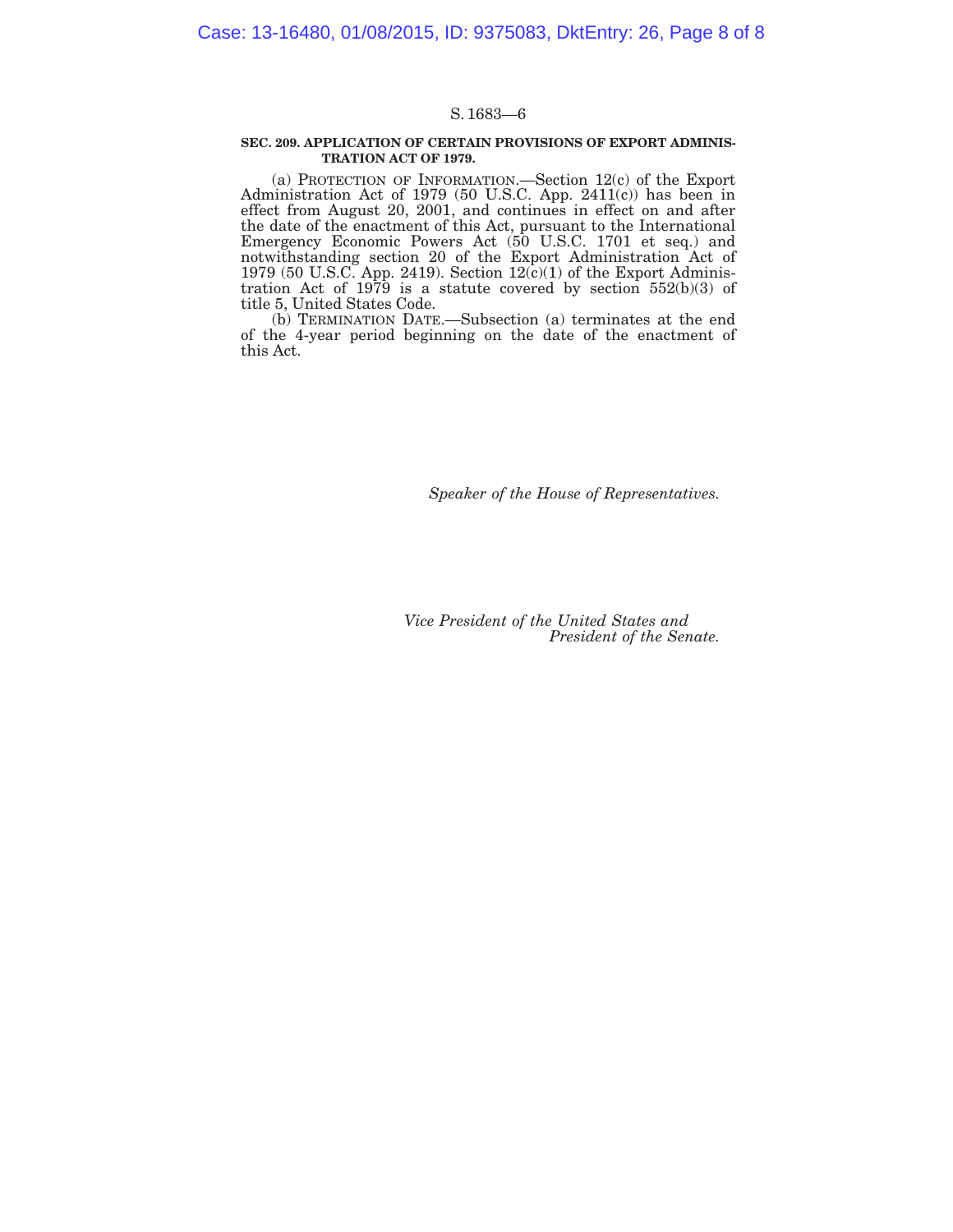S. 1683—6

**SEC. 209. APPLICATION OF CERTAIN PROVISIONS OF EXPORT ADMINISTRATION ACT OF 1979.**

(a) PROTECTION OF INFORMATION.—Section 12(c) of the Export Administration Act of 1979 (50 U.S.C. App. 2411(c)) has been in effect from August 20, 2001, and continues in effect on and after the date of the enactment of this Act, pursuant to the International Emergency Economic Powers Act (50 U.S.C. 1701 et seq.) and notwithstanding section 20 of the Export Administration Act of 1979 (50 U.S.C. App. 2419). Section 12(c)(1) of the Export Administration Act of 1979 is a statute covered by section 552(b)(3) of title 5, United States Code.

(b) TERMINATION DATE.—Subsection (a) terminates at the end of the 4-year period beginning on the date of the enactment of this Act.

*Speaker of the House of Representatives.*

*Vice President of the United States and President of the Senate.*